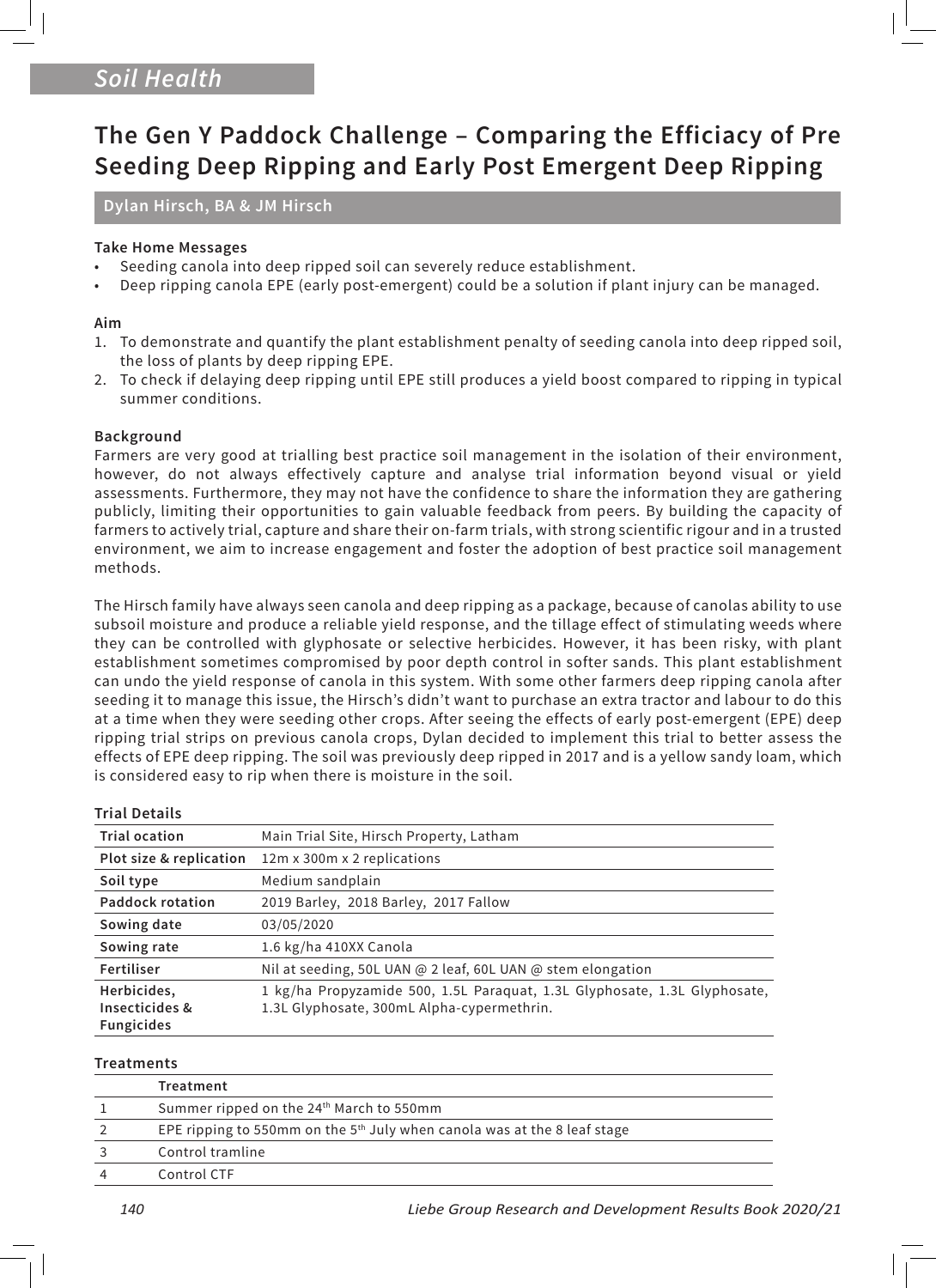Soil Health

# The Gen Y Paddock Challenge – Comparing the Efficiacy of Pre Seeding Deep Ripping and Early Post Emergent Deep Ripping

**Dylan Hirsch, BA & JM Hirsch**

### Take Home Messages

- Seeding canola into deep ripped soil can severely reduce establishment.
- Deep ripping canola EPE (early post-emergent) could be a solution if plant injury can be managed.

### Aim

1. To demonstrate and quantify the plant establishment penalty of seeding canola into deep ripped soil, the loss of plants by deep ripping EPE.
2. To check if delaying deep ripping until EPE still produces a yield boost compared to ripping in typical summer conditions.

### Background

Farmers are very good at trialling best practice soil management in the isolation of their environment, however, do not always effectively capture and analyse trial information beyond visual or yield assessments. Furthermore, they may not have the confidence to share the information they are gathering publicly, limiting their opportunities to gain valuable feedback from peers. By building the capacity of farmers to actively trial, capture and share their on-farm trials, with strong scientific rigour and in a trusted environment, we aim to increase engagement and foster the adoption of best practice soil management methods.

The Hirsch family have always seen canola and deep ripping as a package, because of canolas ability to use subsoil moisture and produce a reliable yield response, and the tillage effect of stimulating weeds where they can be controlled with glyphosate or selective herbicides. However, it has been risky, with plant establishment sometimes compromised by poor depth control in softer sands. This plant establishment can undo the yield response of canola in this system. With some other farmers deep ripping canola after seeding it to manage this issue, the Hirsch's didn't want to purchase an extra tractor and labour to do this at a time when they were seeding other crops. After seeing the effects of early post-emergent (EPE) deep ripping trial strips on previous canola crops, Dylan decided to implement this trial to better assess the effects of EPE deep ripping. The soil was previously deep ripped in 2017 and is a yellow sandy loam, which is considered easy to rip when there is moisture in the soil.

### Trial Details

| | |
|---|---|
| **Trial ocation** | Main Trial Site, Hirsch Property, Latham |
| **Plot size & replication** | 12m x 300m x 2 replications |
| **Soil type** | Medium sandplain |
| **Paddock rotation** | 2019 Barley, 2018 Barley, 2017 Fallow |
| **Sowing date** | 03/05/2020 |
| **Sowing rate** | 1.6 kg/ha 410XX Canola |
| **Fertiliser** | Nil at seeding, 50L UAN @ 2 leaf, 60L UAN @ stem elongation |
| **Herbicides, Insecticides & Fungicides** | 1 kg/ha Propyzamide 500, 1.5L Paraquat, 1.3L Glyphosate, 1.3L Glyphosate, 1.3L Glyphosate, 300mL Alpha-cypermethrin. |

### Treatments

| | Treatment |
|---|---|
| 1 | Summer ripped on the 24th March to 550mm |
| 2 | EPE ripping to 550mm on the 5th July when canola was at the 8 leaf stage |
| 3 | Control tramline |
| 4 | Control CTF |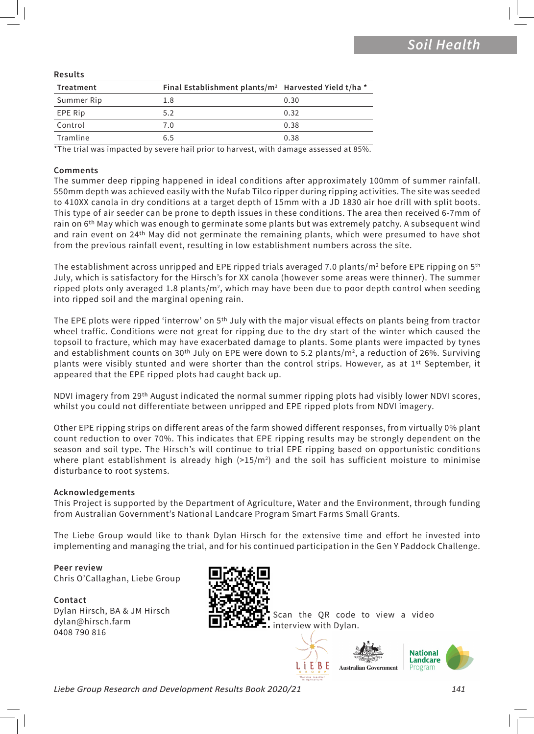### Results

| Treatment | Final Establishment plants/m² | Harvested Yield t/ha * |
|---|---|---|
| Summer Rip | 1.8 | 0.30 |
| EPE Rip | 5.2 | 0.32 |
| Control | 7.0 | 0.38 |
| Tramline | 6.5 | 0.38 |

*The trial was impacted by severe hail prior to harvest, with damage assessed at 85%.

### Comments

The summer deep ripping happened in ideal conditions after approximately 100mm of summer rainfall. 550mm depth was achieved easily with the Nufab Tilco ripper during ripping activities. The site was seeded to 410XX canola in dry conditions at a target depth of 15mm with a JD 1830 air hoe drill with split boots. This type of air seeder can be prone to depth issues in these conditions. The area then received 6-7mm of rain on 6th May which was enough to germinate some plants but was extremely patchy. A subsequent wind and rain event on 24th May did not germinate the remaining plants, which were presumed to have shot from the previous rainfall event, resulting in low establishment numbers across the site.

The establishment across unripped and EPE ripped trials averaged 7.0 plants/m² before EPE ripping on 5th July, which is satisfactory for the Hirsch's for XX canola (however some areas were thinner). The summer ripped plots only averaged 1.8 plants/m², which may have been due to poor depth control when seeding into ripped soil and the marginal opening rain.

The EPE plots were ripped 'interrow' on 5th July with the major visual effects on plants being from tractor wheel traffic. Conditions were not great for ripping due to the dry start of the winter which caused the topsoil to fracture, which may have exacerbated damage to plants. Some plants were impacted by tynes and establishment counts on 30th July on EPE were down to 5.2 plants/m², a reduction of 26%. Surviving plants were visibly stunted and were shorter than the control strips. However, as at 1st September, it appeared that the EPE ripped plots had caught back up.

NDVI imagery from 29th August indicated the normal summer ripping plots had visibly lower NDVI scores, whilst you could not differentiate between unripped and EPE ripped plots from NDVI imagery.

Other EPE ripping strips on different areas of the farm showed different responses, from virtually 0% plant count reduction to over 70%. This indicates that EPE ripping results may be strongly dependent on the season and soil type. The Hirsch's will continue to trial EPE ripping based on opportunistic conditions where plant establishment is already high (>15/m²) and the soil has sufficient moisture to minimise disturbance to root systems.

### Acknowledgements

This Project is supported by the Department of Agriculture, Water and the Environment, through funding from Australian Government's National Landcare Program Smart Farms Small Grants.

The Liebe Group would like to thank Dylan Hirsch for the extensive time and effort he invested into implementing and managing the trial, and for his continued participation in the Gen Y Paddock Challenge.

**Peer review**
Chris O'Callaghan, Liebe Group

**Contact**
Dylan Hirsch, BA & JM Hirsch
dylan@hirsch.farm
0408 790 816

Scan the QR code to view a video interview with Dylan.